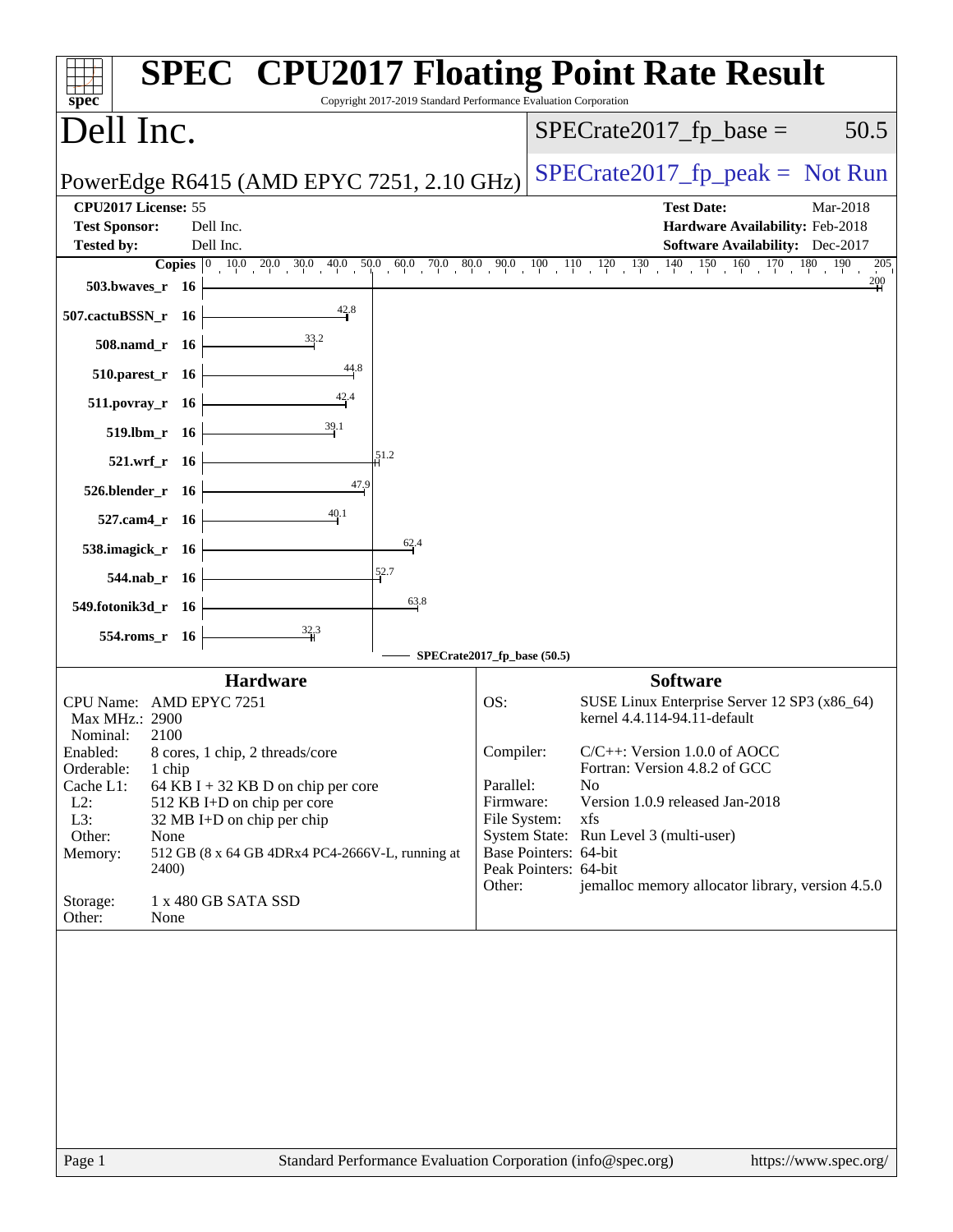# SPEC CPU2017 Floating Point Rate Result

Copyright 2017-2019 Standard Performance Evaluation Corporation

## Dell Inc.

PowerEdge R6415 (AMD EPYC 7251, 2.10 GHz)

SPECrate2017_fp_base = 50.5

SPECrate2017_fp_peak = Not Run

**CPU2017 License:** 55
**Test Sponsor:** Dell Inc.
**Tested by:** Dell Inc.

**Test Date:** Mar-2018
**Hardware Availability:** Feb-2018
**Software Availability:** Dec-2017

| Benchmark | Copies | Base Ratio |
|---|---|---|
| 503.bwaves_r | 16 | 200 |
| 507.cactuBSSN_r | 16 | 42.8 |
| 508.namd_r | 16 | 33.2 |
| 510.parest_r | 16 | 44.8 |
| 511.povray_r | 16 | 42.4 |
| 519.lbm_r | 16 | 39.1 |
| 521.wrf_r | 16 | 51.2 |
| 526.blender_r | 16 | 47.9 |
| 527.cam4_r | 16 | 40.1 |
| 538.imagick_r | 16 | 62.4 |
| 544.nab_r | 16 | 52.7 |
| 549.fotonik3d_r | 16 | 63.8 |
| 554.roms_r | 16 | 32.3 |

SPECrate2017_fp_base (50.5)

### Hardware

- **CPU Name:** AMD EPYC 7251
- **Max MHz.:** 2900
- **Nominal:** 2100
- **Enabled:** 8 cores, 1 chip, 2 threads/core
- **Orderable:** 1 chip
- **Cache L1:** 64 KB I + 32 KB D on chip per core
- **L2:** 512 KB I+D on chip per core
- **L3:** 32 MB I+D on chip per chip
- **Other:** None
- **Memory:** 512 GB (8 x 64 GB 4DRx4 PC4-2666V-L, running at 2400)
- **Storage:** 1 x 480 GB SATA SSD
- **Other:** None

### Software

- **OS:** SUSE Linux Enterprise Server 12 SP3 (x86_64) kernel 4.4.114-94.11-default
- **Compiler:** C/C++: Version 1.0.0 of AOCC; Fortran: Version 4.8.2 of GCC
- **Parallel:** No
- **Firmware:** Version 1.0.9 released Jan-2018
- **File System:** xfs
- **System State:** Run Level 3 (multi-user)
- **Base Pointers:** 64-bit
- **Peak Pointers:** 64-bit
- **Other:** jemalloc memory allocator library, version 4.5.0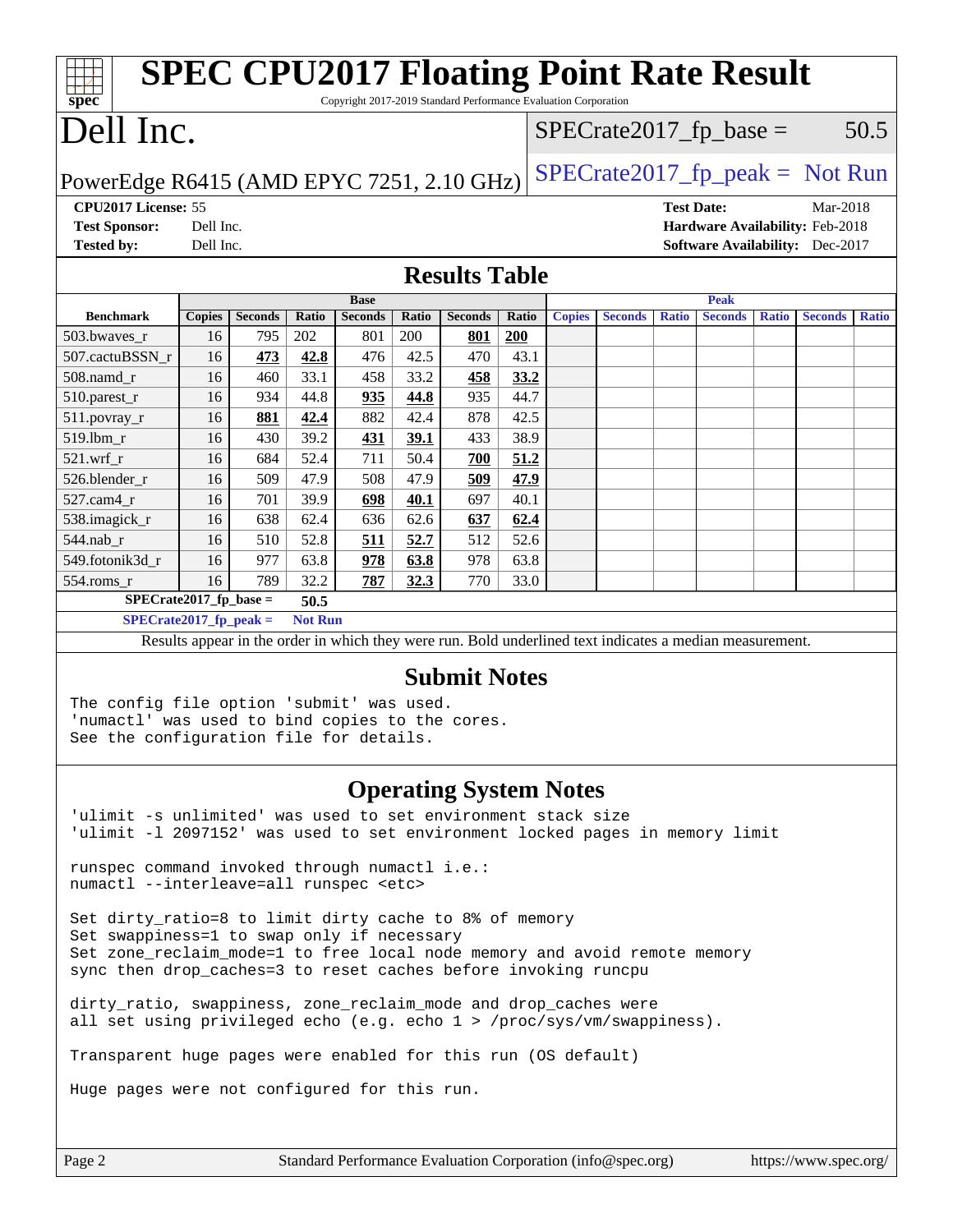# SPEC CPU2017 Floating Point Rate Result

Copyright 2017-2019 Standard Performance Evaluation Corporation

# Dell Inc.

PowerEdge R6415 (AMD EPYC 7251, 2.10 GHz)

SPECrate2017_fp_base = 50.5

SPECrate2017_fp_peak = Not Run

**CPU2017 License:** 55
**Test Sponsor:** Dell Inc.
**Tested by:** Dell Inc.

**Test Date:** Mar-2018
**Hardware Availability:** Feb-2018
**Software Availability:** Dec-2017

## Results Table

| | Base | | | | | | | Peak | | | | | | |
|---|---|---|---|---|---|---|---|---|---|---|---|---|---|---|
| **Benchmark** | **Copies** | **Seconds** | **Ratio** | **Seconds** | **Ratio** | **Seconds** | **Ratio** | **Copies** | **Seconds** | **Ratio** | **Seconds** | **Ratio** | **Seconds** | **Ratio** |
| 503.bwaves_r | 16 | 795 | 202 | 801 | 200 | **801** | **200** | | | | | | | |
| 507.cactuBSSN_r | 16 | **473** | **42.8** | 476 | 42.5 | 470 | 43.1 | | | | | | | |
| 508.namd_r | 16 | 460 | 33.1 | 458 | 33.2 | **458** | **33.2** | | | | | | | |
| 510.parest_r | 16 | 934 | 44.8 | **935** | **44.8** | 935 | 44.7 | | | | | | | |
| 511.povray_r | 16 | **881** | **42.4** | 882 | 42.4 | 878 | 42.5 | | | | | | | |
| 519.lbm_r | 16 | 430 | 39.2 | **431** | **39.1** | 433 | 38.9 | | | | | | | |
| 521.wrf_r | 16 | 684 | 52.4 | 711 | 50.4 | **700** | **51.2** | | | | | | | |
| 526.blender_r | 16 | 509 | 47.9 | 508 | 47.9 | **509** | **47.9** | | | | | | | |
| 527.cam4_r | 16 | 701 | 39.9 | **698** | **40.1** | 697 | 40.1 | | | | | | | |
| 538.imagick_r | 16 | 638 | 62.4 | 636 | 62.6 | **637** | **62.4** | | | | | | | |
| 544.nab_r | 16 | 510 | 52.8 | **511** | **52.7** | 512 | 52.6 | | | | | | | |
| 549.fotonik3d_r | 16 | 977 | 63.8 | **978** | **63.8** | 978 | 63.8 | | | | | | | |
| 554.roms_r | 16 | 789 | 32.2 | **787** | **32.3** | 770 | 33.0 | | | | | | | |

**SPECrate2017_fp_base = 50.5**

**SPECrate2017_fp_peak = Not Run**

Results appear in the order in which they were run. Bold underlined text indicates a median measurement.

## Submit Notes

```
The config file option 'submit' was used.
'numactl' was used to bind copies to the cores.
See the configuration file for details.
```

## Operating System Notes

```
'ulimit -s unlimited' was used to set environment stack size
'ulimit -l 2097152' was used to set environment locked pages in memory limit

runspec command invoked through numactl i.e.:
numactl --interleave=all runspec <etc>

Set dirty_ratio=8 to limit dirty cache to 8% of memory
Set swappiness=1 to swap only if necessary
Set zone_reclaim_mode=1 to free local node memory and avoid remote memory
sync then drop_caches=3 to reset caches before invoking runcpu

dirty_ratio, swappiness, zone_reclaim_mode and drop_caches were
all set using privileged echo (e.g. echo 1 > /proc/sys/vm/swappiness).

Transparent huge pages were enabled for this run (OS default)

Huge pages were not configured for this run.
```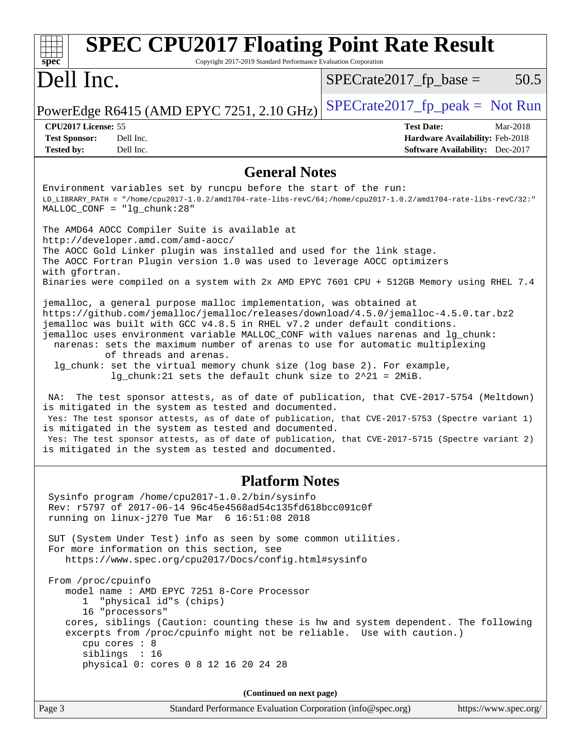## General Notes

```
Environment variables set by runcpu before the start of the run:
LD_LIBRARY_PATH = "/home/cpu2017-1.0.2/amd1704-rate-libs-revC/64;/home/cpu2017-1.0.2/amd1704-rate-libs-revC/32:"
MALLOC_CONF = "lg_chunk:28"

The AMD64 AOCC Compiler Suite is available at
http://developer.amd.com/amd-aocc/
The AOCC Gold Linker plugin was installed and used for the link stage.
The AOCC Fortran Plugin version 1.0 was used to leverage AOCC optimizers
with gfortran.
Binaries were compiled on a system with 2x AMD EPYC 7601 CPU + 512GB Memory using RHEL 7.4

jemalloc, a general purpose malloc implementation, was obtained at
https://github.com/jemalloc/jemalloc/releases/download/4.5.0/jemalloc-4.5.0.tar.bz2
jemalloc was built with GCC v4.8.5 in RHEL v7.2 under default conditions.
jemalloc uses environment variable MALLOC_CONF with values narenas and lg_chunk:
  narenas: sets the maximum number of arenas to use for automatic multiplexing
           of threads and arenas.
  lg_chunk: set the virtual memory chunk size (log base 2). For example,
            lg_chunk:21 sets the default chunk size to 2^21 = 2MiB.

 NA:  The test sponsor attests, as of date of publication, that CVE-2017-5754 (Meltdown)
is mitigated in the system as tested and documented.
 Yes: The test sponsor attests, as of date of publication, that CVE-2017-5753 (Spectre variant 1)
is mitigated in the system as tested and documented.
 Yes: The test sponsor attests, as of date of publication, that CVE-2017-5715 (Spectre variant 2)
is mitigated in the system as tested and documented.
```

## Platform Notes

```
 Sysinfo program /home/cpu2017-1.0.2/bin/sysinfo
 Rev: r5797 of 2017-06-14 96c45e4568ad54c135fd618bcc091c0f
 running on linux-j270 Tue Mar  6 16:51:08 2018

 SUT (System Under Test) info as seen by some common utilities.
 For more information on this section, see
    https://www.spec.org/cpu2017/Docs/config.html#sysinfo

 From /proc/cpuinfo
    model name : AMD EPYC 7251 8-Core Processor
       1  "physical id"s (chips)
       16 "processors"
    cores, siblings (Caution: counting these is hw and system dependent. The following
    excerpts from /proc/cpuinfo might not be reliable.  Use with caution.)
       cpu cores : 8
       siblings  : 16
       physical 0: cores 0 8 12 16 20 24 28
```

(Continued on next page)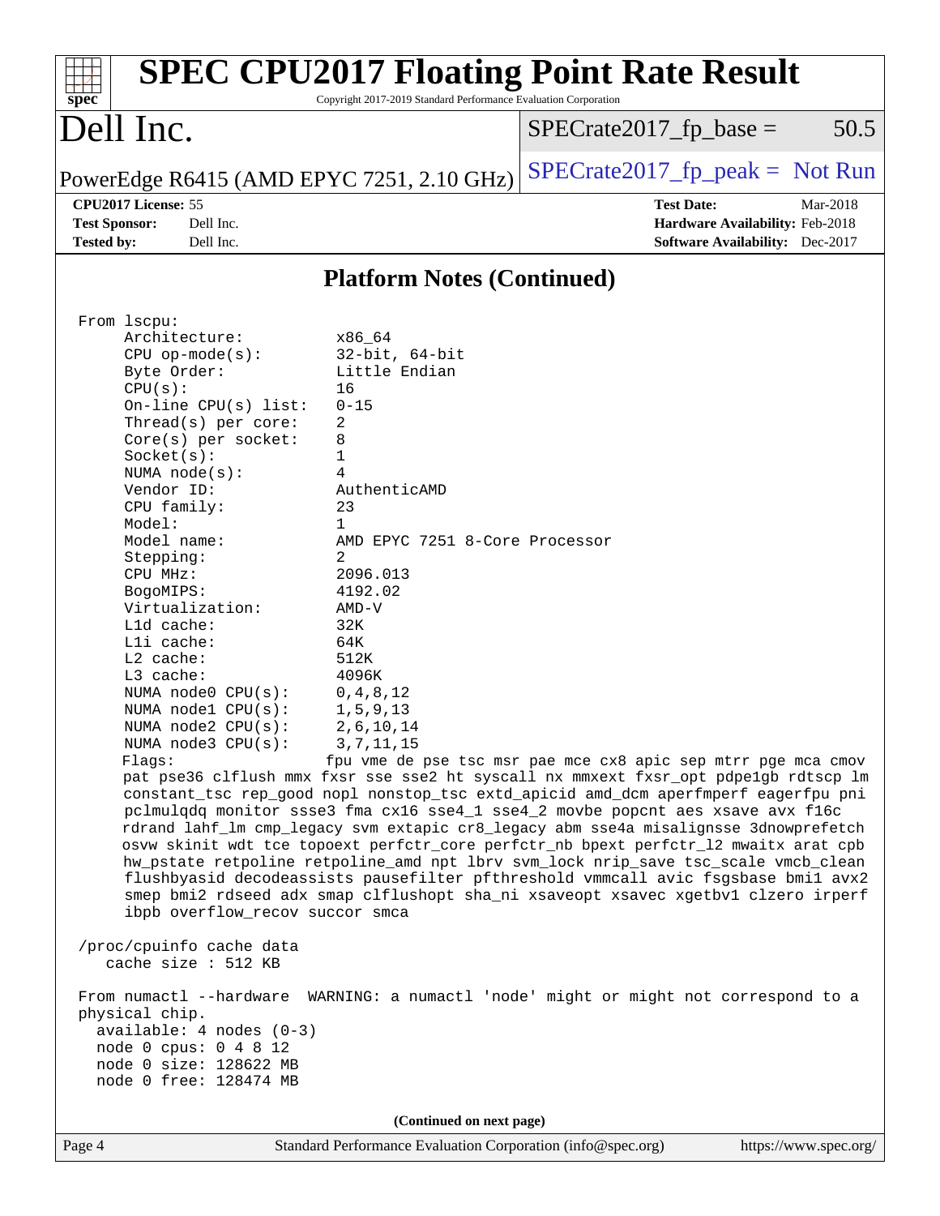## Platform Notes (Continued)

```
From lscpu:
     Architecture:          x86_64
     CPU op-mode(s):        32-bit, 64-bit
     Byte Order:            Little Endian
     CPU(s):                16
     On-line CPU(s) list:   0-15
     Thread(s) per core:    2
     Core(s) per socket:    8
     Socket(s):             1
     NUMA node(s):          4
     Vendor ID:             AuthenticAMD
     CPU family:            23
     Model:                 1
     Model name:            AMD EPYC 7251 8-Core Processor
     Stepping:              2
     CPU MHz:               2096.013
     BogoMIPS:              4192.02
     Virtualization:        AMD-V
     L1d cache:             32K
     L1i cache:             64K
     L2 cache:              512K
     L3 cache:              4096K
     NUMA node0 CPU(s):     0,4,8,12
     NUMA node1 CPU(s):     1,5,9,13
     NUMA node2 CPU(s):     2,6,10,14
     NUMA node3 CPU(s):     3,7,11,15
     Flags:                 fpu vme de pse tsc msr pae mce cx8 apic sep mtrr pge mca cmov
     pat pse36 clflush mmx fxsr sse sse2 ht syscall nx mmxext fxsr_opt pdpe1gb rdtscp lm
     constant_tsc rep_good nopl nonstop_tsc extd_apicid amd_dcm aperfmperf eagerfpu pni
     pclmulqdq monitor ssse3 fma cx16 sse4_1 sse4_2 movbe popcnt aes xsave avx f16c
     rdrand lahf_lm cmp_legacy svm extapic cr8_legacy abm sse4a misalignsse 3dnowprefetch
     osvw skinit wdt tce topoext perfctr_core perfctr_nb bpext perfctr_l2 mwaitx arat cpb
     hw_pstate retpoline retpoline_amd npt lbrv svm_lock nrip_save tsc_scale vmcb_clean
     flushbyasid decodeassists pausefilter pfthreshold vmmcall avic fsgsbase bmi1 avx2
     smep bmi2 rdseed adx smap clflushopt sha_ni xsaveopt xsavec xgetbv1 clzero irperf
     ibpb overflow_recov succor smca

/proc/cpuinfo cache data
   cache size : 512 KB

From numactl --hardware  WARNING: a numactl 'node' might or might not correspond to a
physical chip.
  available: 4 nodes (0-3)
  node 0 cpus: 0 4 8 12
  node 0 size: 128622 MB
  node 0 free: 128474 MB
```

(Continued on next page)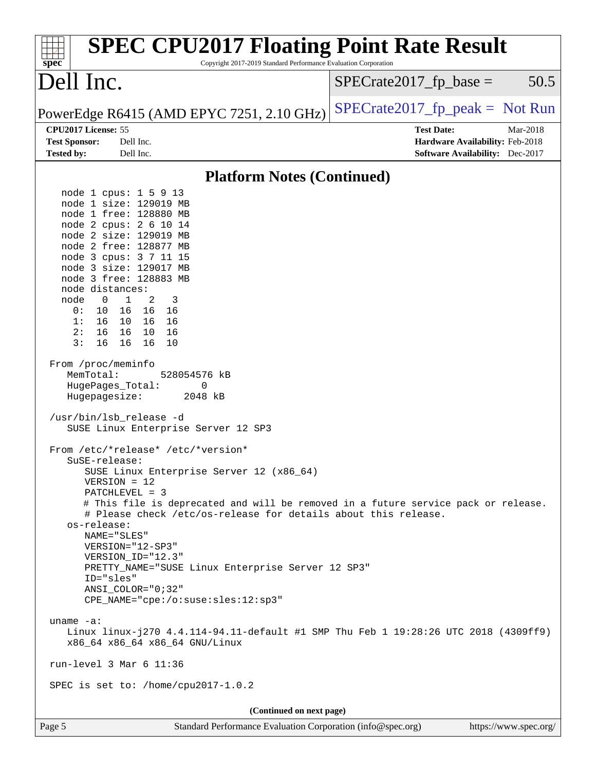## Platform Notes (Continued)

```
   node 1 cpus: 1 5 9 13
   node 1 size: 129019 MB
   node 1 free: 128880 MB
   node 2 cpus: 2 6 10 14
   node 2 size: 129019 MB
   node 2 free: 128877 MB
   node 3 cpus: 3 7 11 15
   node 3 size: 129017 MB
   node 3 free: 128883 MB
   node distances:
   node   0   1   2   3
     0:  10  16  16  16
     1:  16  10  16  16
     2:  16  16  10  16
     3:  16  16  16  10

 From /proc/meminfo
    MemTotal:       528054576 kB
    HugePages_Total:       0
    Hugepagesize:       2048 kB

 /usr/bin/lsb_release -d
    SUSE Linux Enterprise Server 12 SP3

 From /etc/*release* /etc/*version*
    SuSE-release:
       SUSE Linux Enterprise Server 12 (x86_64)
       VERSION = 12
       PATCHLEVEL = 3
       # This file is deprecated and will be removed in a future service pack or release.
       # Please check /etc/os-release for details about this release.
    os-release:
       NAME="SLES"
       VERSION="12-SP3"
       VERSION_ID="12.3"
       PRETTY_NAME="SUSE Linux Enterprise Server 12 SP3"
       ID="sles"
       ANSI_COLOR="0;32"
       CPE_NAME="cpe:/o:suse:sles:12:sp3"

 uname -a:
    Linux linux-j270 4.4.114-94.11-default #1 SMP Thu Feb 1 19:28:26 UTC 2018 (4309ff9)
    x86_64 x86_64 x86_64 GNU/Linux

 run-level 3 Mar 6 11:36

 SPEC is set to: /home/cpu2017-1.0.2
```

(Continued on next page)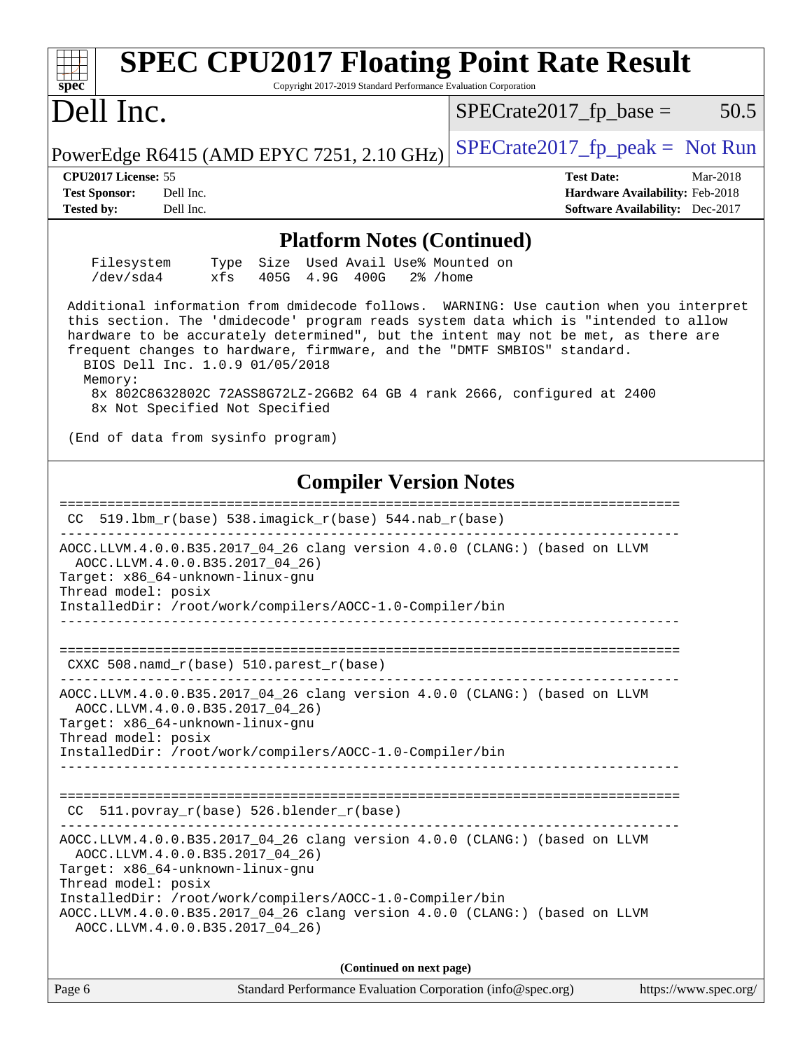## Platform Notes (Continued)

```
   Filesystem     Type  Size  Used Avail Use% Mounted on
   /dev/sda4      xfs   405G  4.9G  400G   2% /home

 Additional information from dmidecode follows.  WARNING: Use caution when you interpret
 this section. The 'dmidecode' program reads system data which is "intended to allow
 hardware to be accurately determined", but the intent may not be met, as there are
 frequent changes to hardware, firmware, and the "DMTF SMBIOS" standard.
   BIOS Dell Inc. 1.0.9 01/05/2018
   Memory:
    8x 802C8632802C 72ASS8G72LZ-2G6B2 64 GB 4 rank 2666, configured at 2400
    8x Not Specified Not Specified

 (End of data from sysinfo program)
```

## Compiler Version Notes

```
==============================================================================
 CC  519.lbm_r(base) 538.imagick_r(base) 544.nab_r(base)
------------------------------------------------------------------------------
AOCC.LLVM.4.0.0.B35.2017_04_26 clang version 4.0.0 (CLANG:) (based on LLVM
  AOCC.LLVM.4.0.0.B35.2017_04_26)
Target: x86_64-unknown-linux-gnu
Thread model: posix
InstalledDir: /root/work/compilers/AOCC-1.0-Compiler/bin
------------------------------------------------------------------------------

==============================================================================
 CXXC 508.namd_r(base) 510.parest_r(base)
------------------------------------------------------------------------------
AOCC.LLVM.4.0.0.B35.2017_04_26 clang version 4.0.0 (CLANG:) (based on LLVM
  AOCC.LLVM.4.0.0.B35.2017_04_26)
Target: x86_64-unknown-linux-gnu
Thread model: posix
InstalledDir: /root/work/compilers/AOCC-1.0-Compiler/bin
------------------------------------------------------------------------------

==============================================================================
 CC  511.povray_r(base) 526.blender_r(base)
------------------------------------------------------------------------------
AOCC.LLVM.4.0.0.B35.2017_04_26 clang version 4.0.0 (CLANG:) (based on LLVM
  AOCC.LLVM.4.0.0.B35.2017_04_26)
Target: x86_64-unknown-linux-gnu
Thread model: posix
InstalledDir: /root/work/compilers/AOCC-1.0-Compiler/bin
AOCC.LLVM.4.0.0.B35.2017_04_26 clang version 4.0.0 (CLANG:) (based on LLVM
  AOCC.LLVM.4.0.0.B35.2017_04_26)
```

**(Continued on next page)**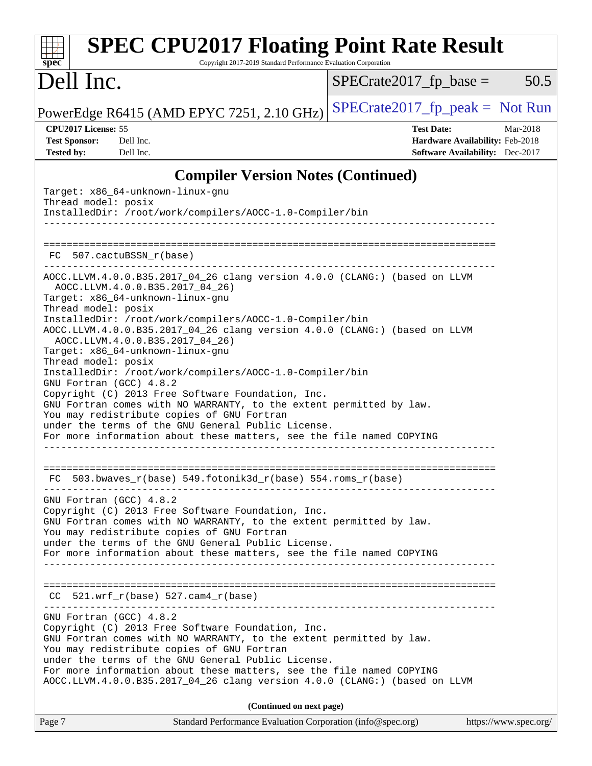## Compiler Version Notes (Continued)

```
Target: x86_64-unknown-linux-gnu
Thread model: posix
InstalledDir: /root/work/compilers/AOCC-1.0-Compiler/bin
------------------------------------------------------------------------------

==============================================================================
 FC  507.cactuBSSN_r(base)
------------------------------------------------------------------------------
AOCC.LLVM.4.0.0.B35.2017_04_26 clang version 4.0.0 (CLANG:) (based on LLVM
  AOCC.LLVM.4.0.0.B35.2017_04_26)
Target: x86_64-unknown-linux-gnu
Thread model: posix
InstalledDir: /root/work/compilers/AOCC-1.0-Compiler/bin
AOCC.LLVM.4.0.0.B35.2017_04_26 clang version 4.0.0 (CLANG:) (based on LLVM
  AOCC.LLVM.4.0.0.B35.2017_04_26)
Target: x86_64-unknown-linux-gnu
Thread model: posix
InstalledDir: /root/work/compilers/AOCC-1.0-Compiler/bin
GNU Fortran (GCC) 4.8.2
Copyright (C) 2013 Free Software Foundation, Inc.
GNU Fortran comes with NO WARRANTY, to the extent permitted by law.
You may redistribute copies of GNU Fortran
under the terms of the GNU General Public License.
For more information about these matters, see the file named COPYING
------------------------------------------------------------------------------

==============================================================================
 FC  503.bwaves_r(base) 549.fotonik3d_r(base) 554.roms_r(base)
------------------------------------------------------------------------------
GNU Fortran (GCC) 4.8.2
Copyright (C) 2013 Free Software Foundation, Inc.
GNU Fortran comes with NO WARRANTY, to the extent permitted by law.
You may redistribute copies of GNU Fortran
under the terms of the GNU General Public License.
For more information about these matters, see the file named COPYING
------------------------------------------------------------------------------

==============================================================================
 CC  521.wrf_r(base) 527.cam4_r(base)
------------------------------------------------------------------------------
GNU Fortran (GCC) 4.8.2
Copyright (C) 2013 Free Software Foundation, Inc.
GNU Fortran comes with NO WARRANTY, to the extent permitted by law.
You may redistribute copies of GNU Fortran
under the terms of the GNU General Public License.
For more information about these matters, see the file named COPYING
AOCC.LLVM.4.0.0.B35.2017_04_26 clang version 4.0.0 (CLANG:) (based on LLVM
```

**(Continued on next page)**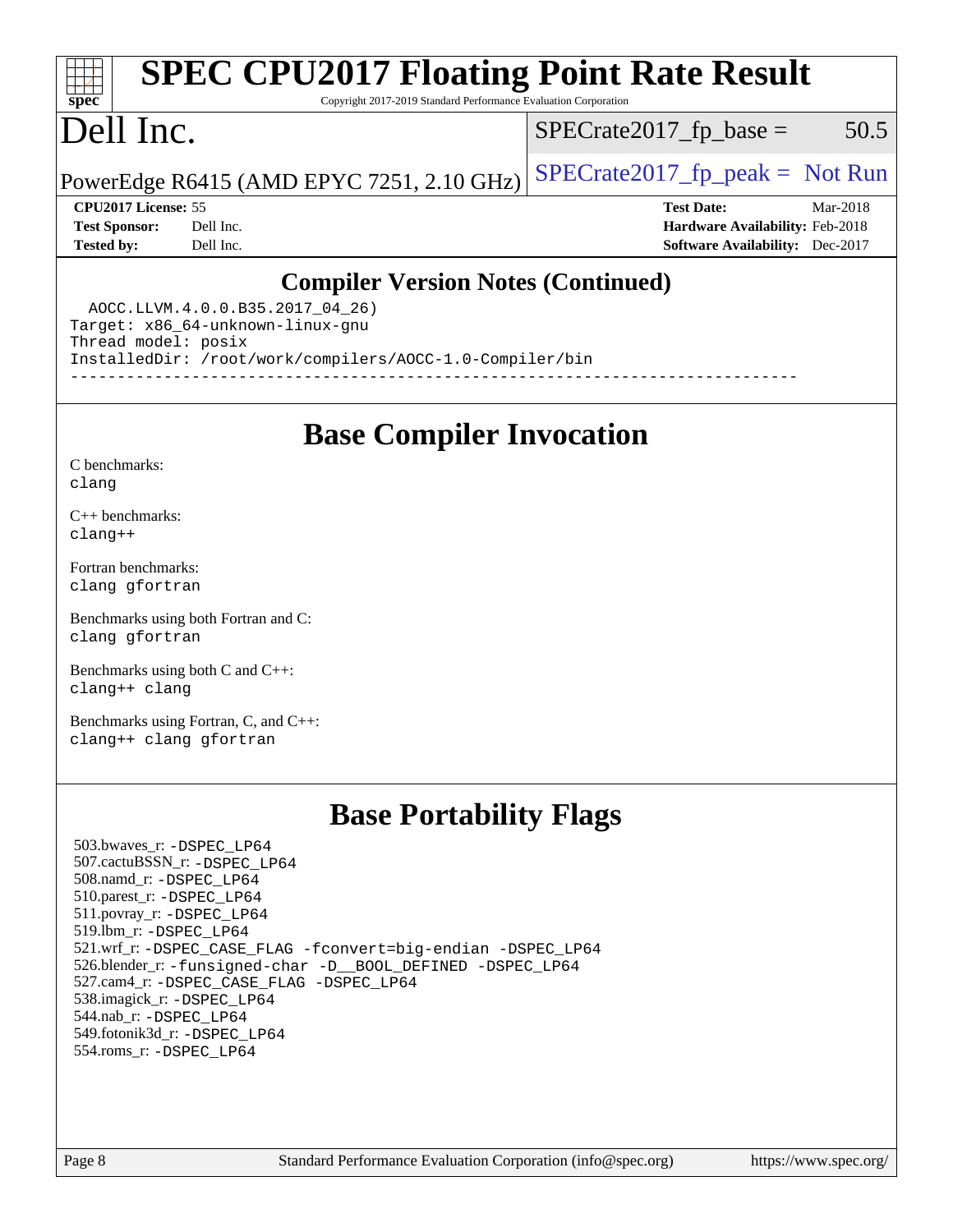# SPEC CPU2017 Floating Point Rate Result

Copyright 2017-2019 Standard Performance Evaluation Corporation

# Dell Inc.

PowerEdge R6415 (AMD EPYC 7251, 2.10 GHz)

SPECrate2017_fp_base = 50.5

SPECrate2017_fp_peak = Not Run

**CPU2017 License:** 55
**Test Sponsor:** Dell Inc.
**Tested by:** Dell Inc.

**Test Date:** Mar-2018
**Hardware Availability:** Feb-2018
**Software Availability:** Dec-2017

## Compiler Version Notes (Continued)

```
  AOCC.LLVM.4.0.0.B35.2017_04_26)
Target: x86_64-unknown-linux-gnu
Thread model: posix
InstalledDir: /root/work/compilers/AOCC-1.0-Compiler/bin
------------------------------------------------------------------------------
```

## Base Compiler Invocation

C benchmarks:
clang

C++ benchmarks:
clang++

Fortran benchmarks:
clang gfortran

Benchmarks using both Fortran and C:
clang gfortran

Benchmarks using both C and C++:
clang++ clang

Benchmarks using Fortran, C, and C++:
clang++ clang gfortran

## Base Portability Flags

503.bwaves_r: -DSPEC_LP64
507.cactuBSSN_r: -DSPEC_LP64
508.namd_r: -DSPEC_LP64
510.parest_r: -DSPEC_LP64
511.povray_r: -DSPEC_LP64
519.lbm_r: -DSPEC_LP64
521.wrf_r: -DSPEC_CASE_FLAG -fconvert=big-endian -DSPEC_LP64
526.blender_r: -funsigned-char -D__BOOL_DEFINED -DSPEC_LP64
527.cam4_r: -DSPEC_CASE_FLAG -DSPEC_LP64
538.imagick_r: -DSPEC_LP64
544.nab_r: -DSPEC_LP64
549.fotonik3d_r: -DSPEC_LP64
554.roms_r: -DSPEC_LP64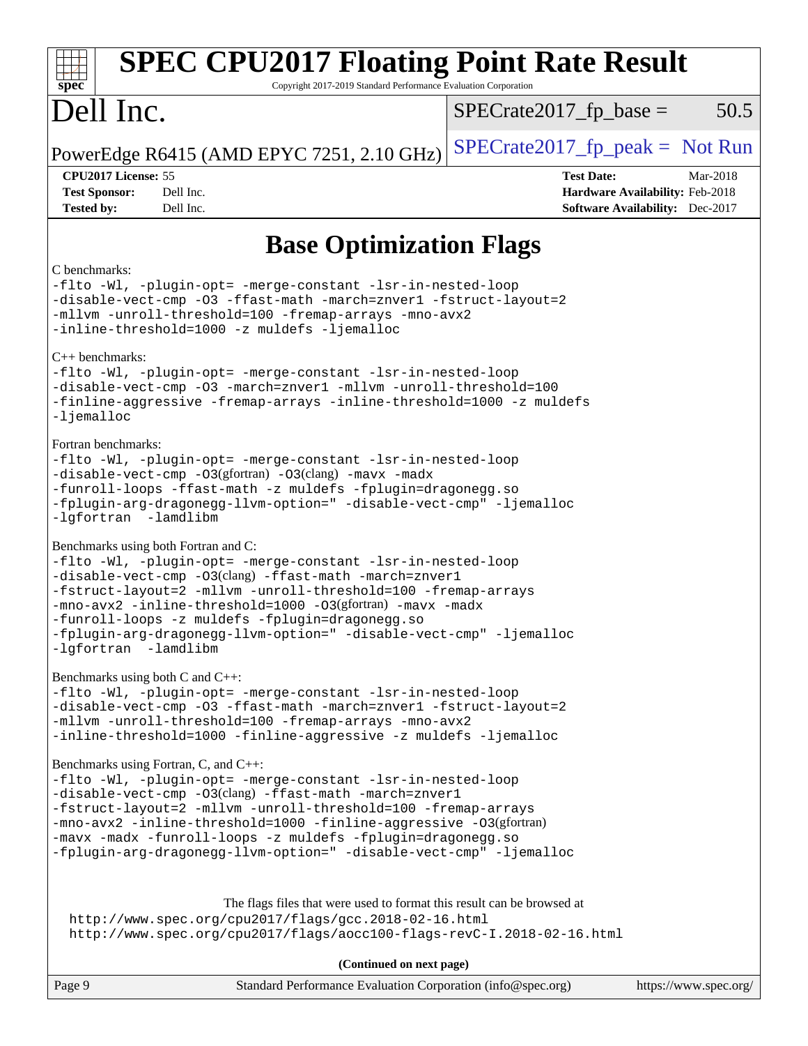# SPEC CPU2017 Floating Point Rate Result

Copyright 2017-2019 Standard Performance Evaluation Corporation

# Dell Inc.

PowerEdge R6415 (AMD EPYC 7251, 2.10 GHz)

SPECrate2017_fp_base = 50.5

SPECrate2017_fp_peak = Not Run

**CPU2017 License:** 55
**Test Sponsor:** Dell Inc.
**Tested by:** Dell Inc.

**Test Date:** Mar-2018
**Hardware Availability:** Feb-2018
**Software Availability:** Dec-2017

## Base Optimization Flags

C benchmarks:

```
-flto -Wl, -plugin-opt= -merge-constant -lsr-in-nested-loop
-disable-vect-cmp -O3 -ffast-math -march=znver1 -fstruct-layout=2
-mllvm -unroll-threshold=100 -fremap-arrays -mno-avx2
-inline-threshold=1000 -z muldefs -ljemalloc
```

C++ benchmarks:

```
-flto -Wl, -plugin-opt= -merge-constant -lsr-in-nested-loop
-disable-vect-cmp -O3 -march=znver1 -mllvm -unroll-threshold=100
-finline-aggressive -fremap-arrays -inline-threshold=1000 -z muldefs
-ljemalloc
```

Fortran benchmarks:

```
-flto -Wl, -plugin-opt= -merge-constant -lsr-in-nested-loop
-disable-vect-cmp -O3(gfortran) -O3(clang) -mavx -madx
-funroll-loops -ffast-math -z muldefs -fplugin=dragonegg.so
-fplugin-arg-dragonegg-llvm-option=" -disable-vect-cmp" -ljemalloc
-lgfortran  -lamdlibm
```

Benchmarks using both Fortran and C:

```
-flto -Wl, -plugin-opt= -merge-constant -lsr-in-nested-loop
-disable-vect-cmp -O3(clang) -ffast-math -march=znver1
-fstruct-layout=2 -mllvm -unroll-threshold=100 -fremap-arrays
-mno-avx2 -inline-threshold=1000 -O3(gfortran) -mavx -madx
-funroll-loops -z muldefs -fplugin=dragonegg.so
-fplugin-arg-dragonegg-llvm-option=" -disable-vect-cmp" -ljemalloc
-lgfortran  -lamdlibm
```

Benchmarks using both C and C++:

```
-flto -Wl, -plugin-opt= -merge-constant -lsr-in-nested-loop
-disable-vect-cmp -O3 -ffast-math -march=znver1 -fstruct-layout=2
-mllvm -unroll-threshold=100 -fremap-arrays -mno-avx2
-inline-threshold=1000 -finline-aggressive -z muldefs -ljemalloc
```

Benchmarks using Fortran, C, and C++:

```
-flto -Wl, -plugin-opt= -merge-constant -lsr-in-nested-loop
-disable-vect-cmp -O3(clang) -ffast-math -march=znver1
-fstruct-layout=2 -mllvm -unroll-threshold=100 -fremap-arrays
-mno-avx2 -inline-threshold=1000 -finline-aggressive -O3(gfortran)
-mavx -madx -funroll-loops -z muldefs -fplugin=dragonegg.so
-fplugin-arg-dragonegg-llvm-option=" -disable-vect-cmp" -ljemalloc
```

The flags files that were used to format this result can be browsed at
http://www.spec.org/cpu2017/flags/gcc.2018-02-16.html
http://www.spec.org/cpu2017/flags/aocc100-flags-revC-I.2018-02-16.html

**(Continued on next page)**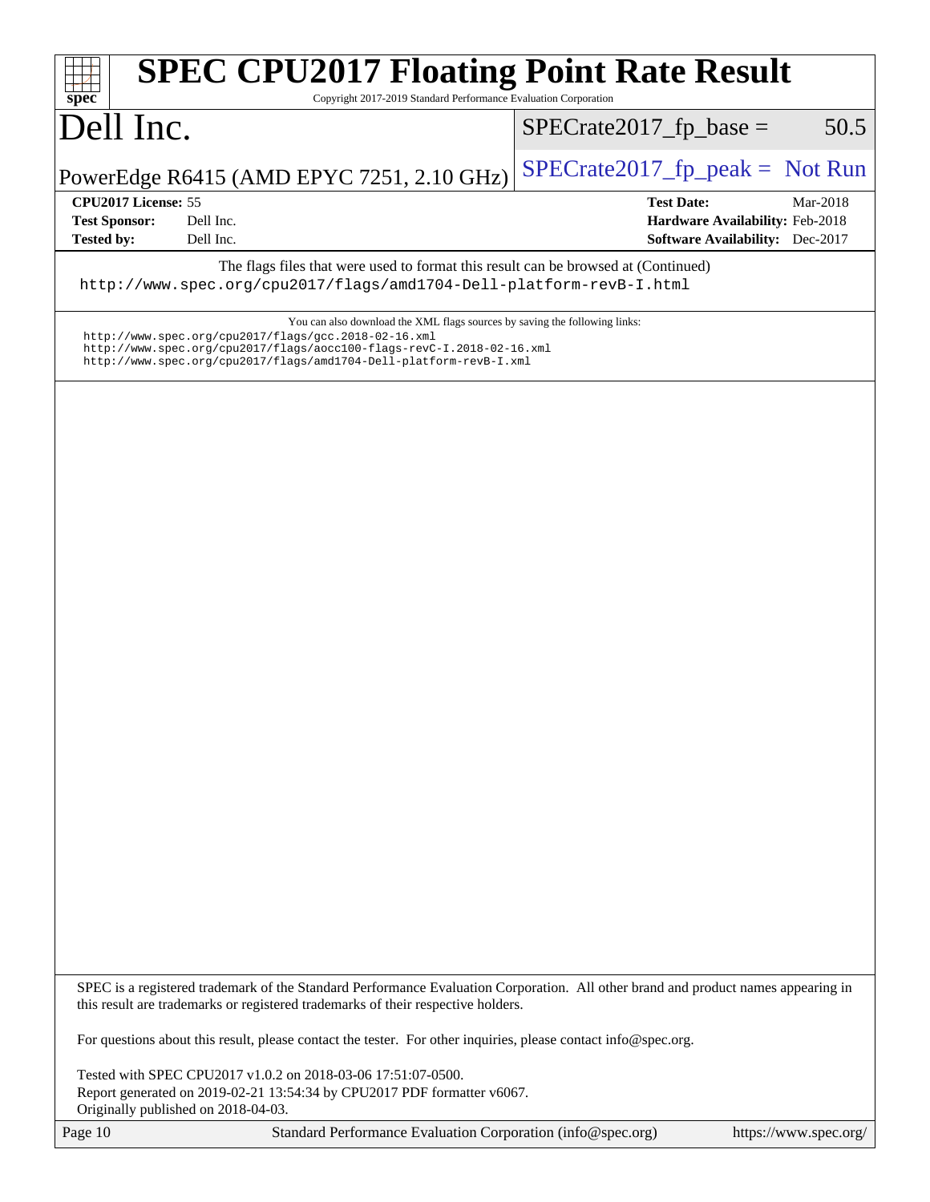# SPEC CPU2017 Floating Point Rate Result

Copyright 2017-2019 Standard Performance Evaluation Corporation

# Dell Inc.

PowerEdge R6415 (AMD EPYC 7251, 2.10 GHz)

SPECrate2017_fp_base = 50.5

SPECrate2017_fp_peak = Not Run

**CPU2017 License:** 55
**Test Sponsor:** Dell Inc.
**Tested by:** Dell Inc.

**Test Date:** Mar-2018
**Hardware Availability:** Feb-2018
**Software Availability:** Dec-2017

The flags files that were used to format this result can be browsed at (Continued)
http://www.spec.org/cpu2017/flags/amd1704-Dell-platform-revB-I.html

You can also download the XML flags sources by saving the following links:
http://www.spec.org/cpu2017/flags/gcc.2018-02-16.xml
http://www.spec.org/cpu2017/flags/aocc100-flags-revC-I.2018-02-16.xml
http://www.spec.org/cpu2017/flags/amd1704-Dell-platform-revB-I.xml

SPEC is a registered trademark of the Standard Performance Evaluation Corporation. All other brand and product names appearing in this result are trademarks or registered trademarks of their respective holders.

For questions about this result, please contact the tester. For other inquiries, please contact info@spec.org.

Tested with SPEC CPU2017 v1.0.2 on 2018-03-06 17:51:07-0500.
Report generated on 2019-02-21 13:54:34 by CPU2017 PDF formatter v6067.
Originally published on 2018-04-03.